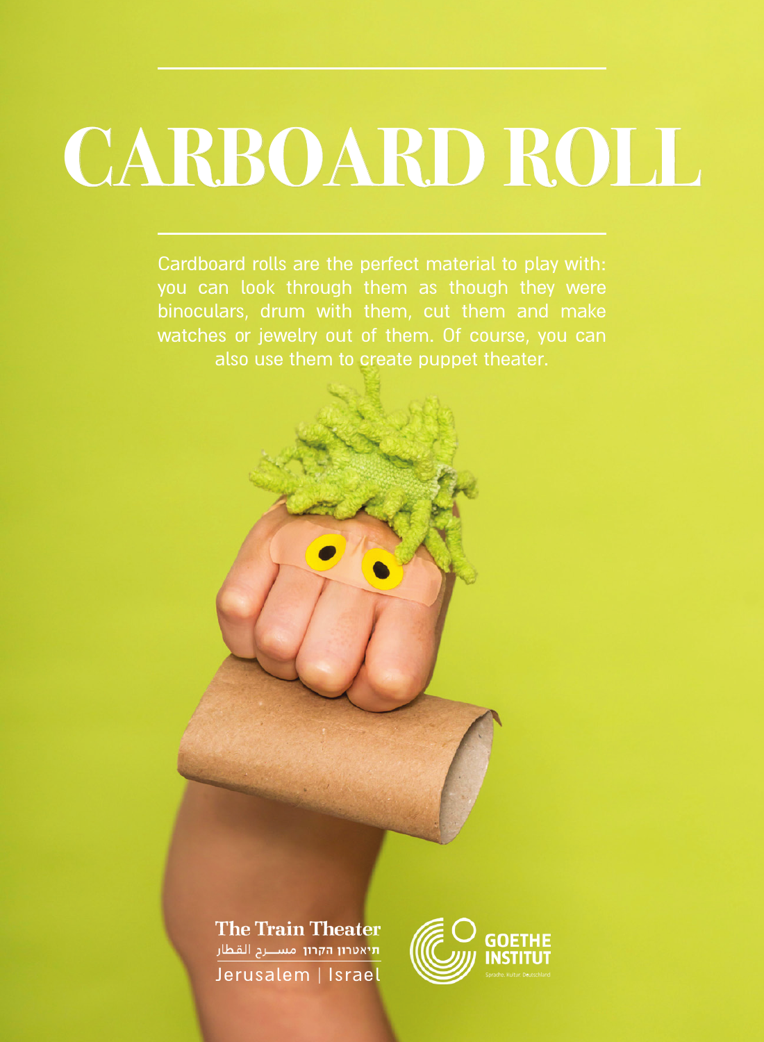# CARBOARD ROLL

Cardboard rolls are the perfect material to play with: you can look through them as though they were binoculars, drum with them, cut them and make watches or jewelry out of them. Of course, you can also use them to create puppet theater.

The Train Theater
תיאטרון הקרון مســرح القطار
Jerusalem | Israel

GOETHE INSTITUT
Sprache. Kultur. Deutschland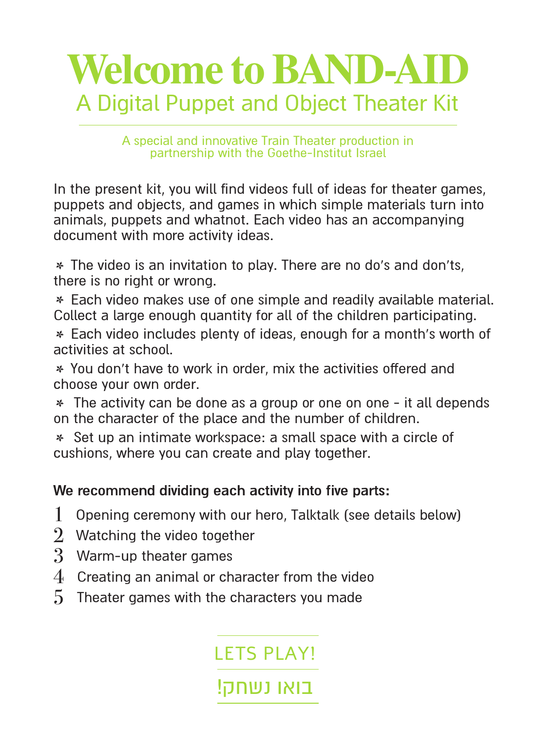# Welcome to BAND-AID

## A Digital Puppet and Object Theater Kit

A special and innovative Train Theater production in partnership with the Goethe-Institut Israel

In the present kit, you will find videos full of ideas for theater games, puppets and objects, and games in which simple materials turn into animals, puppets and whatnot. Each video has an accompanying document with more activity ideas.

* The video is an invitation to play. There are no do's and don'ts, there is no right or wrong.
* Each video makes use of one simple and readily available material. Collect a large enough quantity for all of the children participating.
* Each video includes plenty of ideas, enough for a month's worth of activities at school.
* You don't have to work in order, mix the activities offered and choose your own order.
* The activity can be done as a group or one on one - it all depends on the character of the place and the number of children.
* Set up an intimate workspace: a small space with a circle of cushions, where you can create and play together.

**We recommend dividing each activity into five parts:**

1. Opening ceremony with our hero, Talktalk (see details below)
2. Watching the video together
3. Warm-up theater games
4. Creating an animal or character from the video
5. Theater games with the characters you made

LETS PLAY!

בואו נשחק!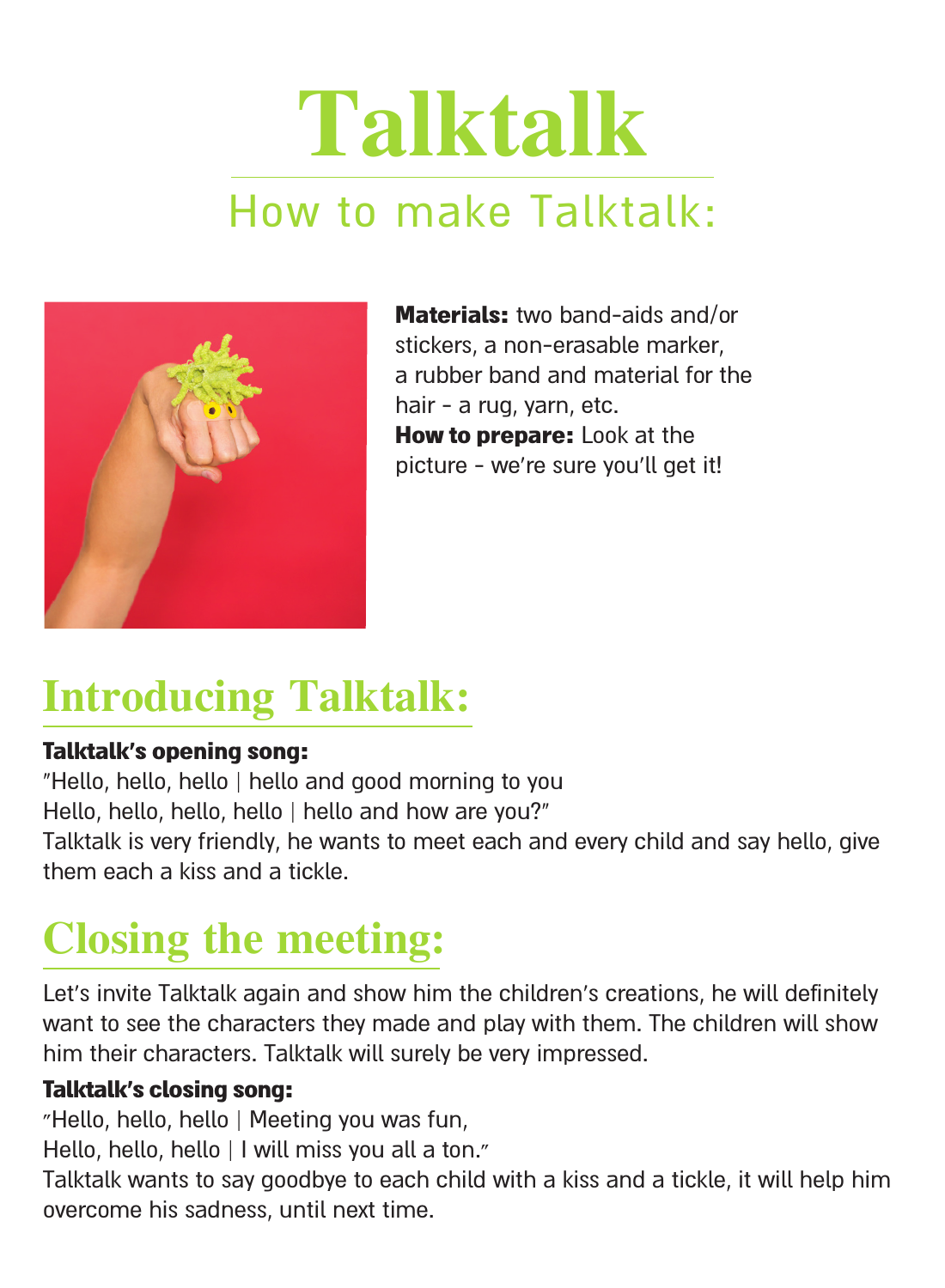# Talktalk

## How to make Talktalk:

**Materials:** two band-aids and/or stickers, a non-erasable marker, a rubber band and material for the hair - a rug, yarn, etc.
**How to prepare:** Look at the picture - we're sure you'll get it!

## Introducing Talktalk:

**Talktalk's opening song:**
"Hello, hello, hello | hello and good morning to you
Hello, hello, hello, hello | hello and how are you?"
Talktalk is very friendly, he wants to meet each and every child and say hello, give them each a kiss and a tickle.

## Closing the meeting:

Let's invite Talktalk again and show him the children's creations, he will definitely want to see the characters they made and play with them. The children will show him their characters. Talktalk will surely be very impressed.

**Talktalk's closing song:**
"Hello, hello, hello | Meeting you was fun,
Hello, hello, hello | I will miss you all a ton."
Talktalk wants to say goodbye to each child with a kiss and a tickle, it will help him overcome his sadness, until next time.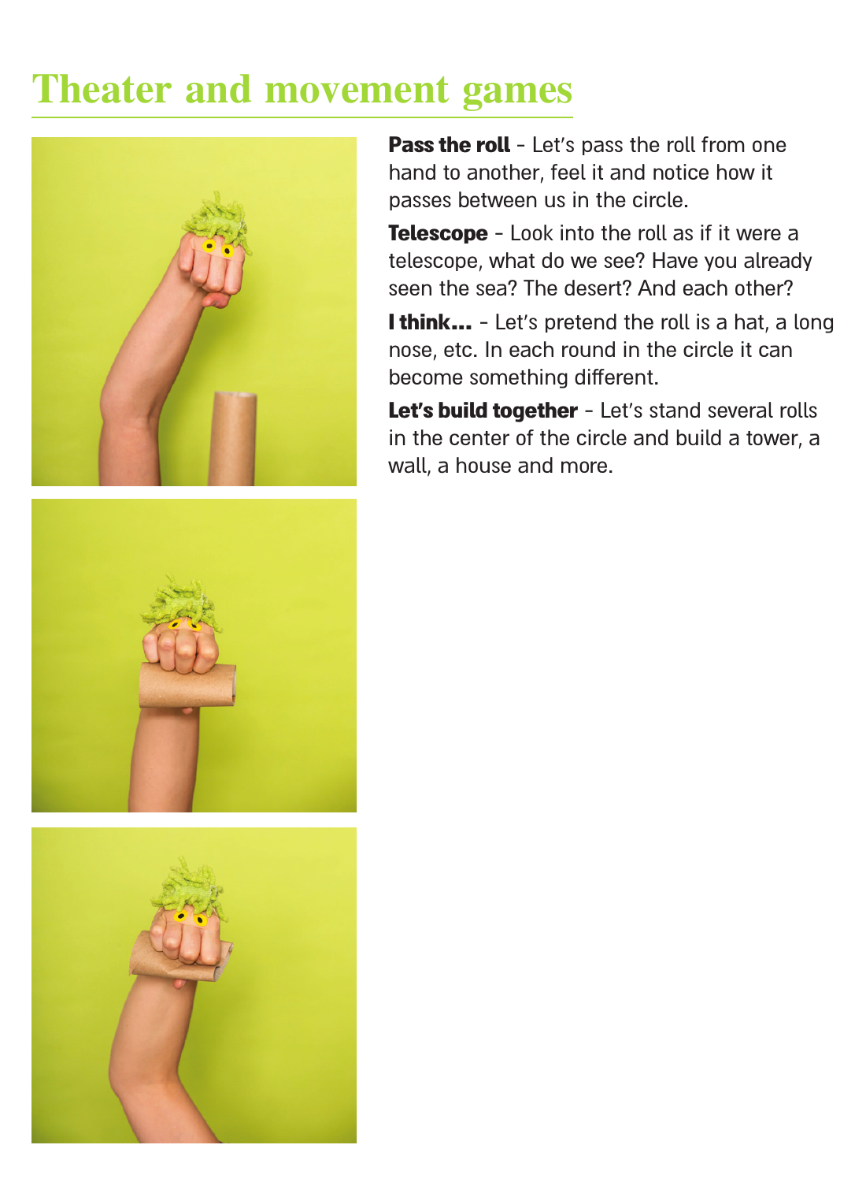# Theater and movement games

**Pass the roll** - Let's pass the roll from one hand to another, feel it and notice how it passes between us in the circle.

**Telescope** - Look into the roll as if it were a telescope, what do we see? Have you already seen the sea? The desert? And each other?

**I think...** - Let's pretend the roll is a hat, a long nose, etc. In each round in the circle it can become something different.

**Let's build together** - Let's stand several rolls in the center of the circle and build a tower, a wall, a house and more.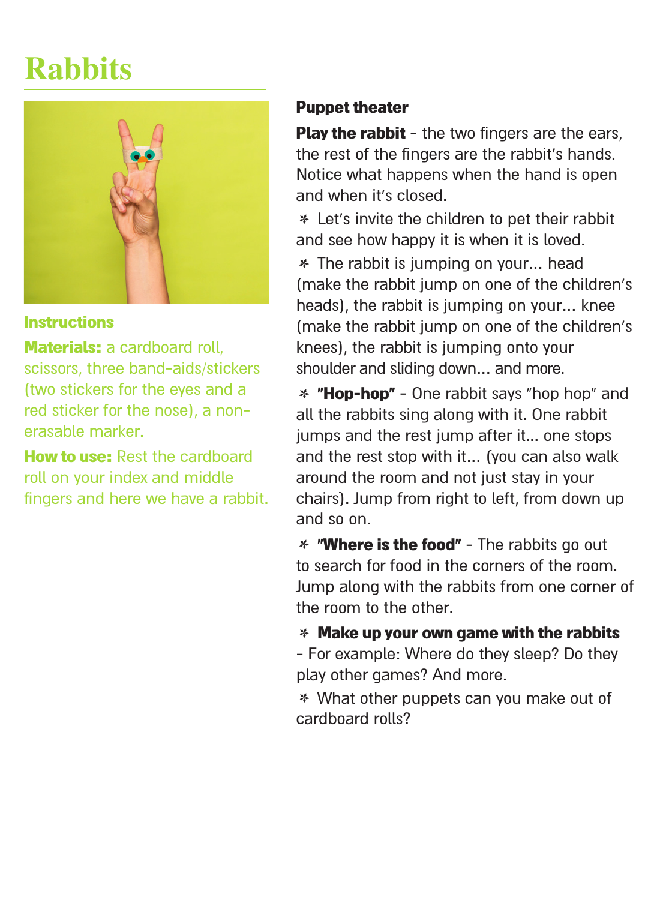# Rabbits

### Instructions

**Materials:** a cardboard roll, scissors, three band-aids/stickers (two stickers for the eyes and a red sticker for the nose), a non-erasable marker.

**How to use:** Rest the cardboard roll on your index and middle fingers and here we have a rabbit.

### Puppet theater

**Play the rabbit** - the two fingers are the ears, the rest of the fingers are the rabbit's hands. Notice what happens when the hand is open and when it's closed.

- Let's invite the children to pet their rabbit and see how happy it is when it is loved.
- The rabbit is jumping on your... head (make the rabbit jump on one of the children's heads), the rabbit is jumping on your... knee (make the rabbit jump on one of the children's knees), the rabbit is jumping onto your shoulder and sliding down... and more.
- **"Hop-hop"** - One rabbit says "hop hop" and all the rabbits sing along with it. One rabbit jumps and the rest jump after it... one stops and the rest stop with it... (you can also walk around the room and not just stay in your chairs). Jump from right to left, from down up and so on.
- **"Where is the food"** - The rabbits go out to search for food in the corners of the room. Jump along with the rabbits from one corner of the room to the other.
- **Make up your own game with the rabbits** - For example: Where do they sleep? Do they play other games? And more.
- What other puppets can you make out of cardboard rolls?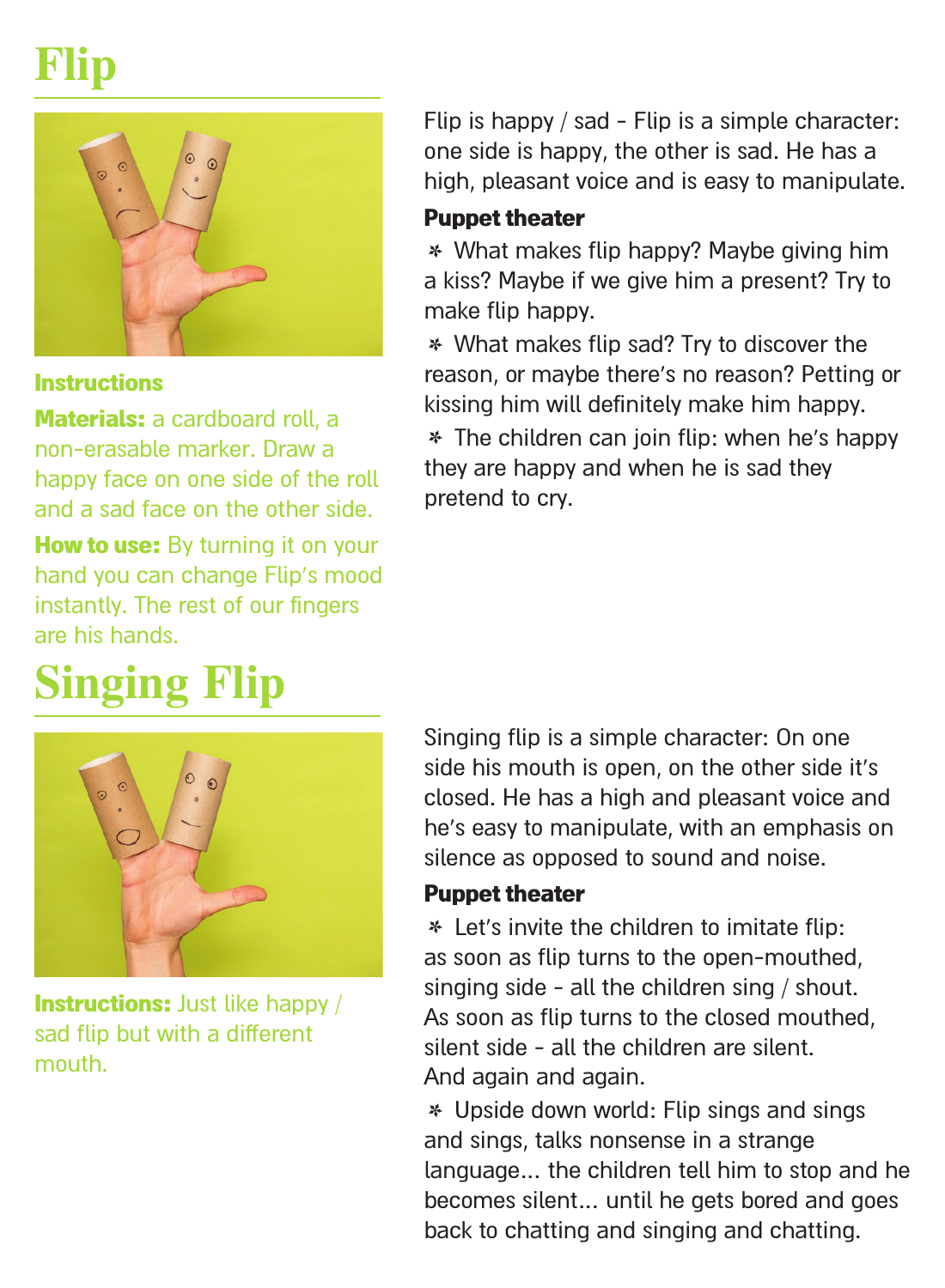# Flip

## Instructions

**Materials:** a cardboard roll, a non-erasable marker. Draw a happy face on one side of the roll and a sad face on the other side.

**How to use:** By turning it on your hand you can change Flip's mood instantly. The rest of our fingers are his hands.

Flip is happy / sad - Flip is a simple character: one side is happy, the other is sad. He has a high, pleasant voice and is easy to manipulate.

### Puppet theater

* What makes flip happy? Maybe giving him a kiss? Maybe if we give him a present? Try to make flip happy.
* What makes flip sad? Try to discover the reason, or maybe there's no reason? Petting or kissing him will definitely make him happy.
* The children can join flip: when he's happy they are happy and when he is sad they pretend to cry.

# Singing Flip

**Instructions:** Just like happy / sad flip but with a different mouth.

Singing flip is a simple character: On one side his mouth is open, on the other side it's closed. He has a high and pleasant voice and he's easy to manipulate, with an emphasis on silence as opposed to sound and noise.

### Puppet theater

* Let's invite the children to imitate flip: as soon as flip turns to the open-mouthed, singing side - all the children sing / shout. As soon as flip turns to the closed mouthed, silent side - all the children are silent. And again and again.
* Upside down world: Flip sings and sings and sings, talks nonsense in a strange language... the children tell him to stop and he becomes silent... until he gets bored and goes back to chatting and singing and chatting.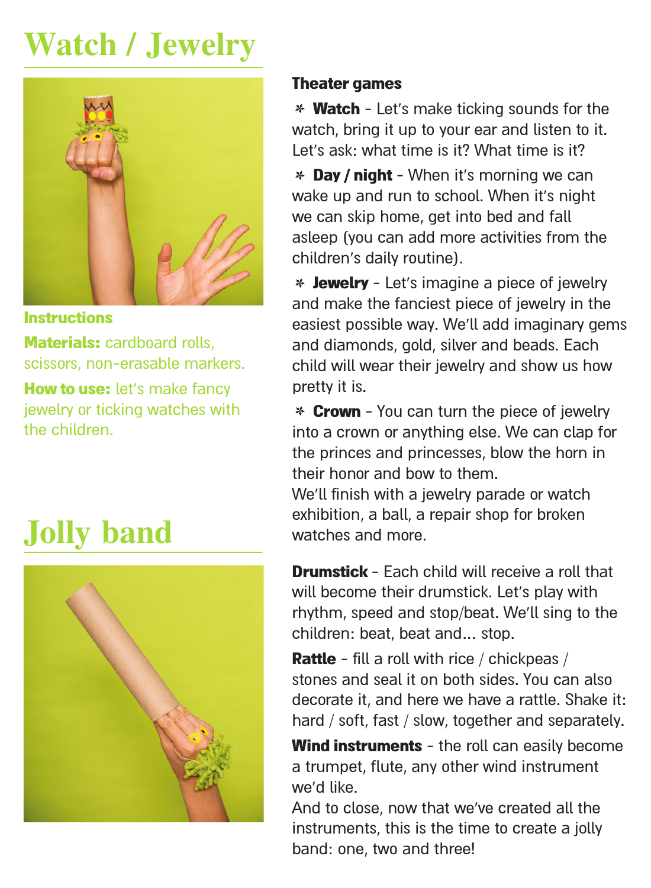# Watch / Jewelry

**Instructions**

**Materials:** cardboard rolls, scissors, non-erasable markers.

**How to use:** let's make fancy jewelry or ticking watches with the children.

**Theater games**

* **Watch** - Let's make ticking sounds for the watch, bring it up to your ear and listen to it. Let's ask: what time is it? What time is it?
* **Day / night** - When it's morning we can wake up and run to school. When it's night we can skip home, get into bed and fall asleep (you can add more activities from the children's daily routine).
* **Jewelry** - Let's imagine a piece of jewelry and make the fanciest piece of jewelry in the easiest possible way. We'll add imaginary gems and diamonds, gold, silver and beads. Each child will wear their jewelry and show us how pretty it is.
* **Crown** - You can turn the piece of jewelry into a crown or anything else. We can clap for the princes and princesses, blow the horn in their honor and bow to them.

We'll finish with a jewelry parade or watch exhibition, a ball, a repair shop for broken watches and more.

# Jolly band

**Drumstick** - Each child will receive a roll that will become their drumstick. Let's play with rhythm, speed and stop/beat. We'll sing to the children: beat, beat and... stop.

**Rattle** - fill a roll with rice / chickpeas / stones and seal it on both sides. You can also decorate it, and here we have a rattle. Shake it: hard / soft, fast / slow, together and separately.

**Wind instruments** - the roll can easily become a trumpet, flute, any other wind instrument we'd like.

And to close, now that we've created all the instruments, this is the time to create a jolly band: one, two and three!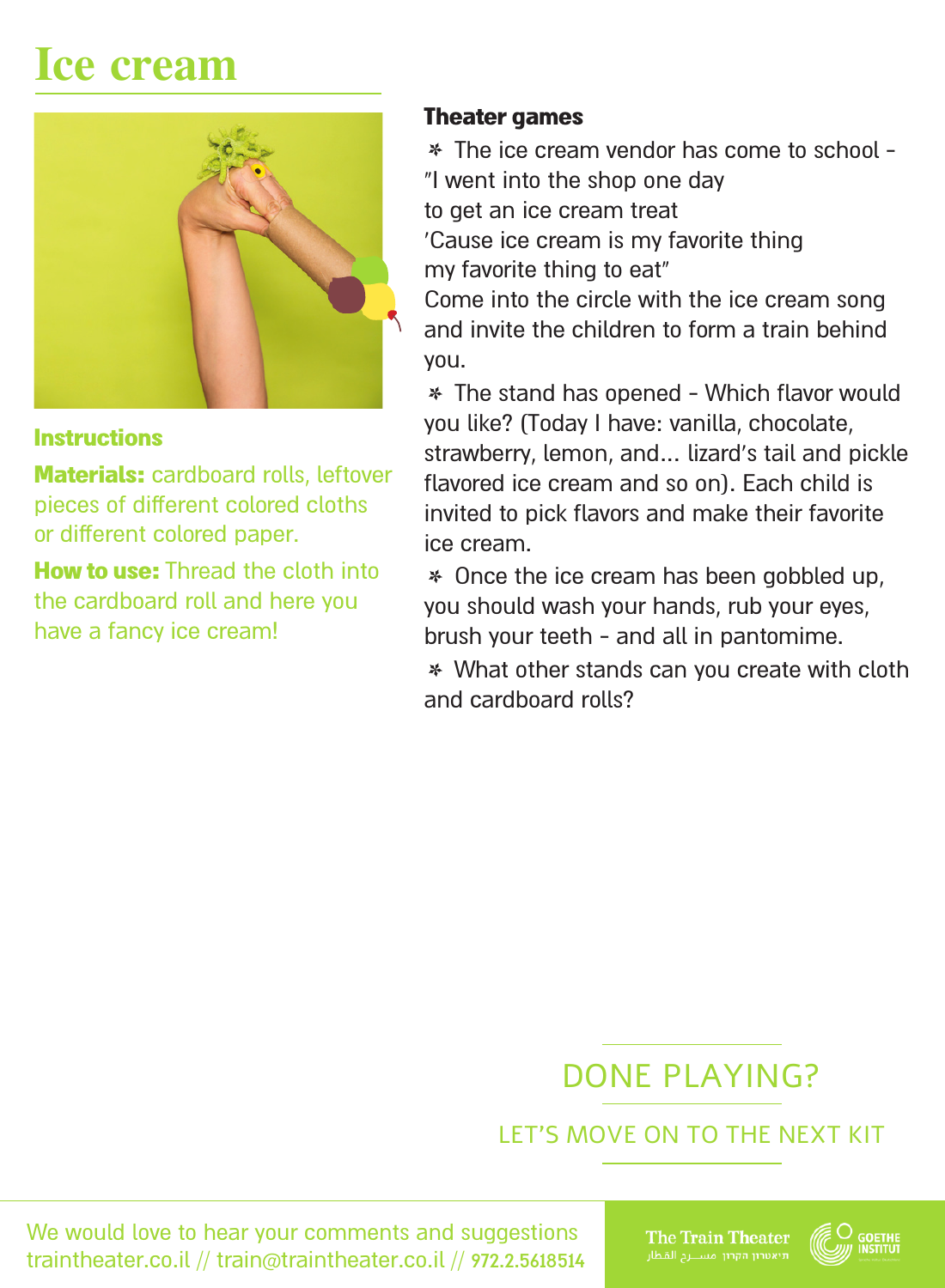# Ice cream

### Instructions

**Materials:** cardboard rolls, leftover pieces of different colored cloths or different colored paper.

**How to use:** Thread the cloth into the cardboard roll and here you have a fancy ice cream!

### Theater games

* The ice cream vendor has come to school -
"I went into the shop one day
to get an ice cream treat
'Cause ice cream is my favorite thing
my favorite thing to eat"
Come into the circle with the ice cream song and invite the children to form a train behind you.

* The stand has opened - Which flavor would you like? (Today I have: vanilla, chocolate, strawberry, lemon, and... lizard's tail and pickle flavored ice cream and so on). Each child is invited to pick flavors and make their favorite ice cream.

* Once the ice cream has been gobbled up, you should wash your hands, rub your eyes, brush your teeth - and all in pantomime.

* What other stands can you create with cloth and cardboard rolls?

DONE PLAYING?

LET'S MOVE ON TO THE NEXT KIT

We would love to hear your comments and suggestions
traintheater.co.il // train@traintheater.co.il // 972.2.5618514

The Train Theater
תיאטרון הקרון مســرح القطار

GOETHE INSTITUT